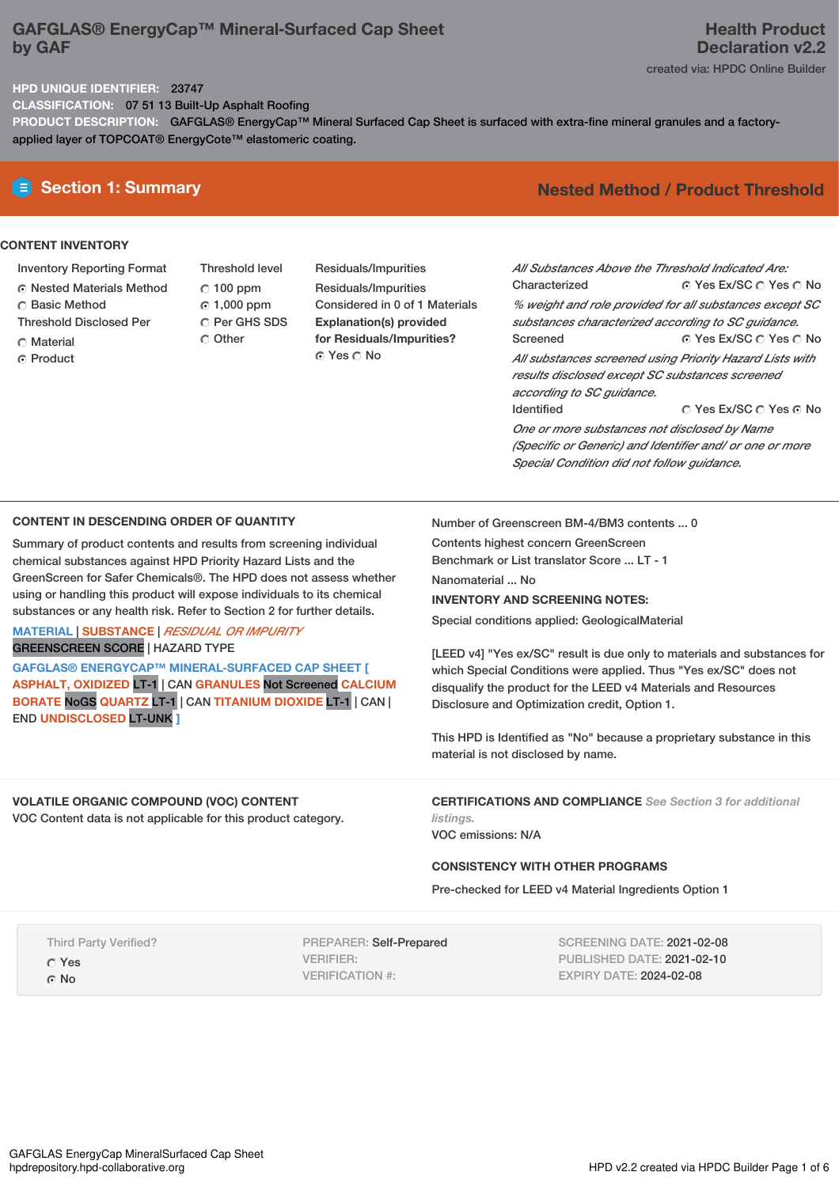# GAFGLAS® EnergyCap™ Mineral-Surfaced Cap Sheet by GAF

**Health Product Declaration v2.2**

created via: HPDC Online Builder

**HPD UNIQUE IDENTIFIER:** 23747

**CLASSIFICATION:** 07 51 13 Built-Up Asphalt Roofing

**PRODUCT DESCRIPTION:** GAFGLAS® EnergyCap™ Mineral Surfaced Cap Sheet is surfaced with extra-fine mineral granules and a factory-applied layer of TOPCOAT® EnergyCote™ elastomeric coating.

## Section 1: Summary

**Nested Method / Product Threshold**

### CONTENT INVENTORY

Inventory Reporting Format
- ◉ Nested Materials Method
- ○ Basic Method

Threshold Disclosed Per
- ○ Material
- ◉ Product

Threshold level
- ○ 100 ppm
- ◉ 1,000 ppm
- ○ Per GHS SDS
- ○ Other

Residuals/Impurities

Residuals/Impurities Considered in 0 of 1 Materials

**Explanation(s) provided for Residuals/Impurities?**
◉ Yes ○ No

*All Substances Above the Threshold Indicated Are:*

Characterized ◉ Yes Ex/SC ○ Yes ○ No

*% weight and role provided for all substances except SC substances characterized according to SC guidance.*

Screened ◉ Yes Ex/SC ○ Yes ○ No

*All substances screened using Priority Hazard Lists with results disclosed except SC substances screened according to SC guidance.*

Identified ○ Yes Ex/SC ○ Yes ◉ No

*One or more substances not disclosed by Name (Specific or Generic) and Identifier and/ or one or more Special Condition did not follow guidance.*

### CONTENT IN DESCENDING ORDER OF QUANTITY

Summary of product contents and results from screening individual chemical substances against HPD Priority Hazard Lists and the GreenScreen for Safer Chemicals®. The HPD does not assess whether using or handling this product will expose individuals to its chemical substances or any health risk. Refer to Section 2 for further details.

MATERIAL | SUBSTANCE | *RESIDUAL OR IMPURITY*
GREENSCREEN SCORE | HAZARD TYPE

**GAFGLAS® ENERGYCAP™ MINERAL-SURFACED CAP SHEET [ ASPHALT, OXIDIZED** LT-1 | CAN **GRANULES** Not Screened **CALCIUM BORATE** NoGS **QUARTZ** LT-1 | CAN **TITANIUM DIOXIDE** LT-1 | CAN | END **UNDISCLOSED** LT-UNK **]**

Number of Greenscreen BM-4/BM3 contents ... 0

Contents highest concern GreenScreen Benchmark or List translator Score ... LT - 1

Nanomaterial ... No

**INVENTORY AND SCREENING NOTES:**

Special conditions applied: GeologicalMaterial

[LEED v4] "Yes ex/SC" result is due only to materials and substances for which Special Conditions were applied. Thus "Yes ex/SC" does not disqualify the product for the LEED v4 Materials and Resources Disclosure and Optimization credit, Option 1.

This HPD is Identified as "No" because a proprietary substance in this material is not disclosed by name.

### VOLATILE ORGANIC COMPOUND (VOC) CONTENT

VOC Content data is not applicable for this product category.

### CERTIFICATIONS AND COMPLIANCE *See Section 3 for additional listings.*

VOC emissions: N/A

### CONSISTENCY WITH OTHER PROGRAMS

Pre-checked for LEED v4 Material Ingredients Option 1

Third Party Verified?
- ○ Yes
- ◉ No

PREPARER: Self-Prepared
VERIFIER:
VERIFICATION #:

SCREENING DATE: 2021-02-08
PUBLISHED DATE: 2021-02-10
EXPIRY DATE: 2024-02-08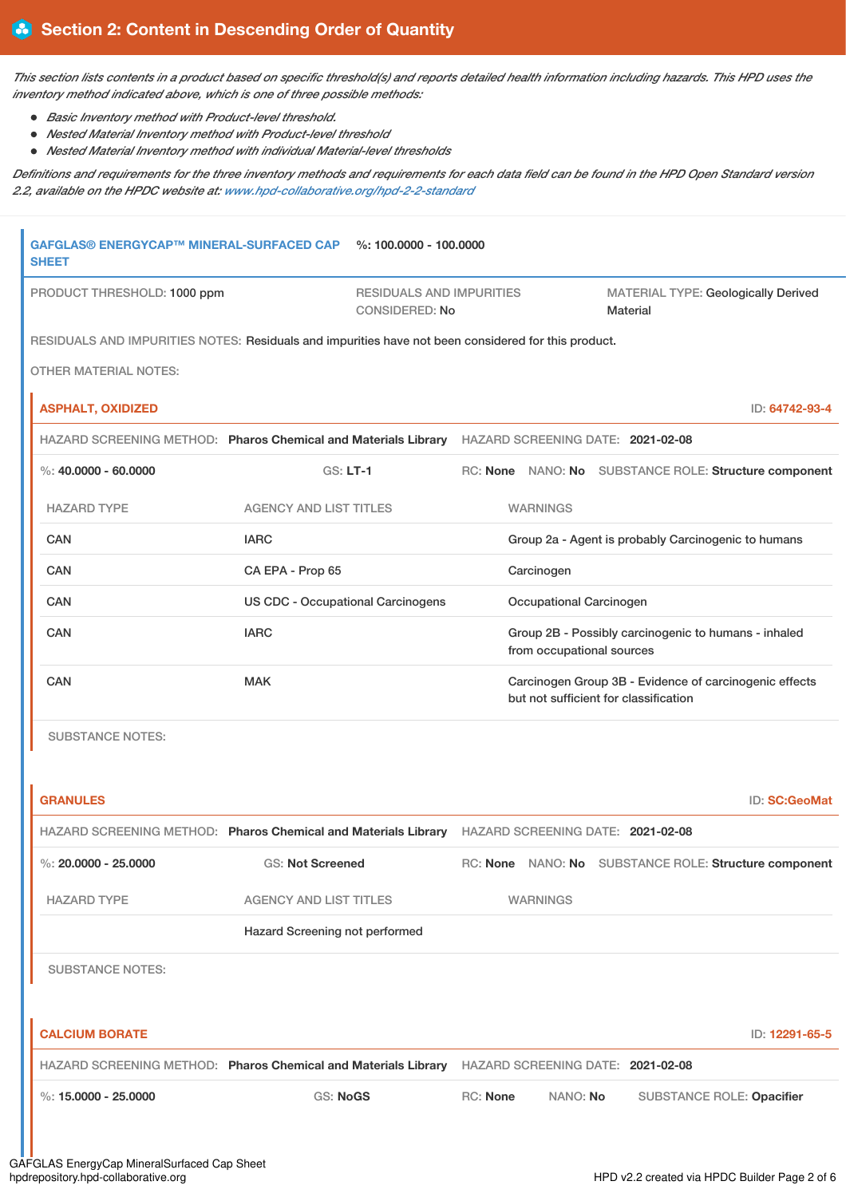## Section 2: Content in Descending Order of Quantity

*This section lists contents in a product based on specific threshold(s) and reports detailed health information including hazards. This HPD uses the inventory method indicated above, which is one of three possible methods:*

- *Basic Inventory method with Product-level threshold.*
- *Nested Material Inventory method with Product-level threshold*
- *Nested Material Inventory method with individual Material-level thresholds*

*Definitions and requirements for the three inventory methods and requirements for each data field can be found in the HPD Open Standard version 2.2, available on the HPDC website at: www.hpd-collaborative.org/hpd-2-2-standard*

### GAFGLAS® ENERGYCAP™ MINERAL-SURFACED CAP SHEET

**%: 100.0000 - 100.0000**

PRODUCT THRESHOLD: 1000 ppm

RESIDUALS AND IMPURITIES CONSIDERED: No

MATERIAL TYPE: Geologically Derived Material

RESIDUALS AND IMPURITIES NOTES: Residuals and impurities have not been considered for this product.

OTHER MATERIAL NOTES:

#### ASPHALT, OXIDIZED

ID: 64742-93-4

HAZARD SCREENING METHOD: **Pharos Chemical and Materials Library** HAZARD SCREENING DATE: **2021-02-08**

%: **40.0000 - 60.0000** GS: **LT-1** RC: **None** NANO: **No** SUBSTANCE ROLE: **Structure component**

| HAZARD TYPE | AGENCY AND LIST TITLES | WARNINGS |
|---|---|---|
| CAN | IARC | Group 2a - Agent is probably Carcinogenic to humans |
| CAN | CA EPA - Prop 65 | Carcinogen |
| CAN | US CDC - Occupational Carcinogens | Occupational Carcinogen |
| CAN | IARC | Group 2B - Possibly carcinogenic to humans - inhaled from occupational sources |
| CAN | MAK | Carcinogen Group 3B - Evidence of carcinogenic effects but not sufficient for classification |

SUBSTANCE NOTES:

#### GRANULES

ID: SC:GeoMat

HAZARD SCREENING METHOD: **Pharos Chemical and Materials Library** HAZARD SCREENING DATE: **2021-02-08**

%: **20.0000 - 25.0000** GS: **Not Screened** RC: **None** NANO: **No** SUBSTANCE ROLE: **Structure component**

| HAZARD TYPE | AGENCY AND LIST TITLES | WARNINGS |
|---|---|---|
| | Hazard Screening not performed | |

SUBSTANCE NOTES:

#### CALCIUM BORATE

ID: 12291-65-5

HAZARD SCREENING METHOD: **Pharos Chemical and Materials Library** HAZARD SCREENING DATE: **2021-02-08**

%: **15.0000 - 25.0000** GS: **NoGS** RC: **None** NANO: **No** SUBSTANCE ROLE: **Opacifier**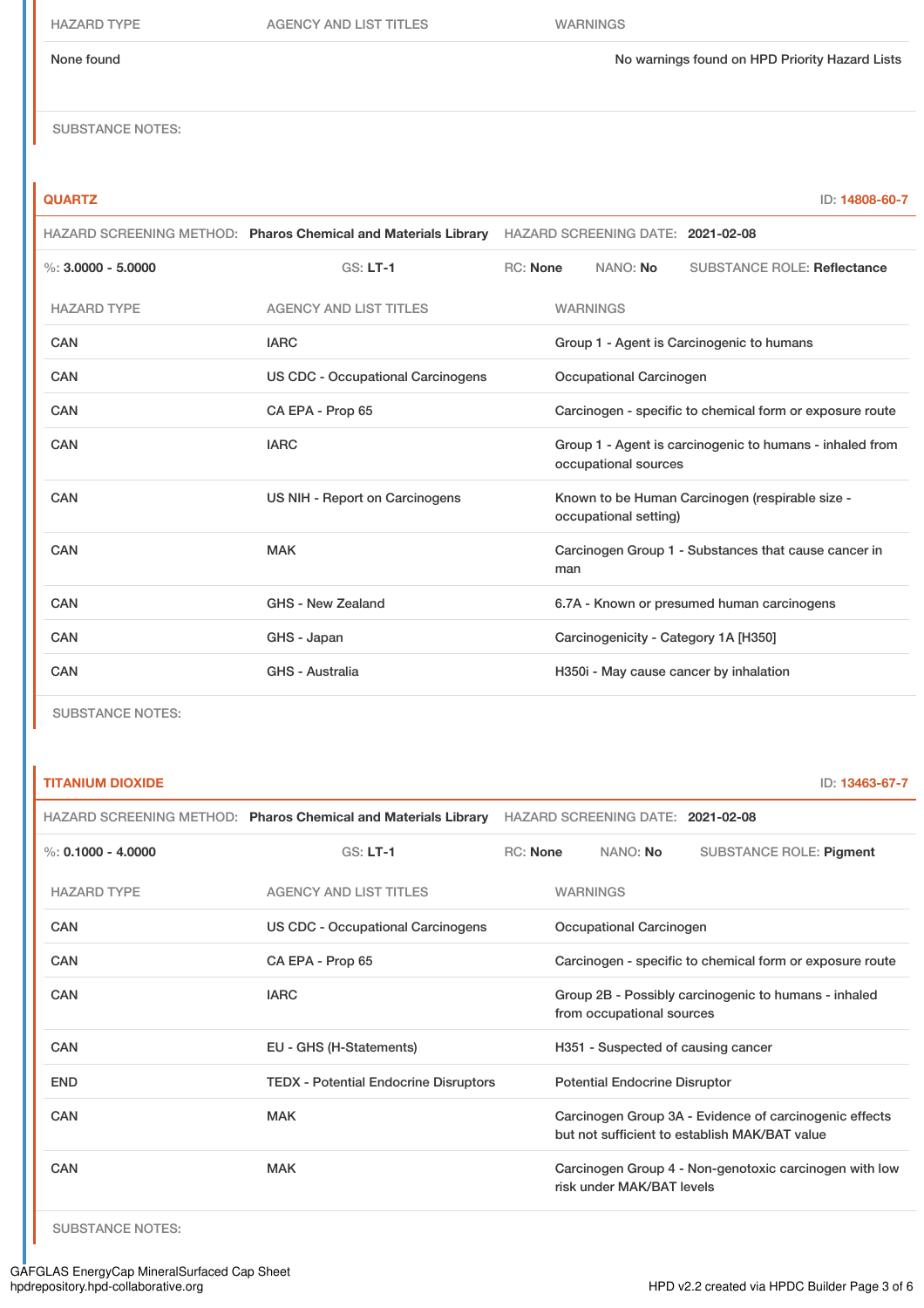| HAZARD TYPE | AGENCY AND LIST TITLES | WARNINGS |
|---|---|---|
| None found | | No warnings found on HPD Priority Hazard Lists |

SUBSTANCE NOTES:

### QUARTZ

ID: 14808-60-7

HAZARD SCREENING METHOD: **Pharos Chemical and Materials Library** HAZARD SCREENING DATE: **2021-02-08**

%: **3.0000 - 5.0000** GS: **LT-1** RC: **None** NANO: **No** SUBSTANCE ROLE: **Reflectance**

| HAZARD TYPE | AGENCY AND LIST TITLES | WARNINGS |
|---|---|---|
| CAN | IARC | Group 1 - Agent is Carcinogenic to humans |
| CAN | US CDC - Occupational Carcinogens | Occupational Carcinogen |
| CAN | CA EPA - Prop 65 | Carcinogen - specific to chemical form or exposure route |
| CAN | IARC | Group 1 - Agent is carcinogenic to humans - inhaled from occupational sources |
| CAN | US NIH - Report on Carcinogens | Known to be Human Carcinogen (respirable size - occupational setting) |
| CAN | MAK | Carcinogen Group 1 - Substances that cause cancer in man |
| CAN | GHS - New Zealand | 6.7A - Known or presumed human carcinogens |
| CAN | GHS - Japan | Carcinogenicity - Category 1A [H350] |
| CAN | GHS - Australia | H350i - May cause cancer by inhalation |

SUBSTANCE NOTES:

### TITANIUM DIOXIDE

ID: 13463-67-7

HAZARD SCREENING METHOD: **Pharos Chemical and Materials Library** HAZARD SCREENING DATE: **2021-02-08**

%: **0.1000 - 4.0000** GS: **LT-1** RC: **None** NANO: **No** SUBSTANCE ROLE: **Pigment**

| HAZARD TYPE | AGENCY AND LIST TITLES | WARNINGS |
|---|---|---|
| CAN | US CDC - Occupational Carcinogens | Occupational Carcinogen |
| CAN | CA EPA - Prop 65 | Carcinogen - specific to chemical form or exposure route |
| CAN | IARC | Group 2B - Possibly carcinogenic to humans - inhaled from occupational sources |
| CAN | EU - GHS (H-Statements) | H351 - Suspected of causing cancer |
| END | TEDX - Potential Endocrine Disruptors | Potential Endocrine Disruptor |
| CAN | MAK | Carcinogen Group 3A - Evidence of carcinogenic effects but not sufficient to establish MAK/BAT value |
| CAN | MAK | Carcinogen Group 4 - Non-genotoxic carcinogen with low risk under MAK/BAT levels |

SUBSTANCE NOTES: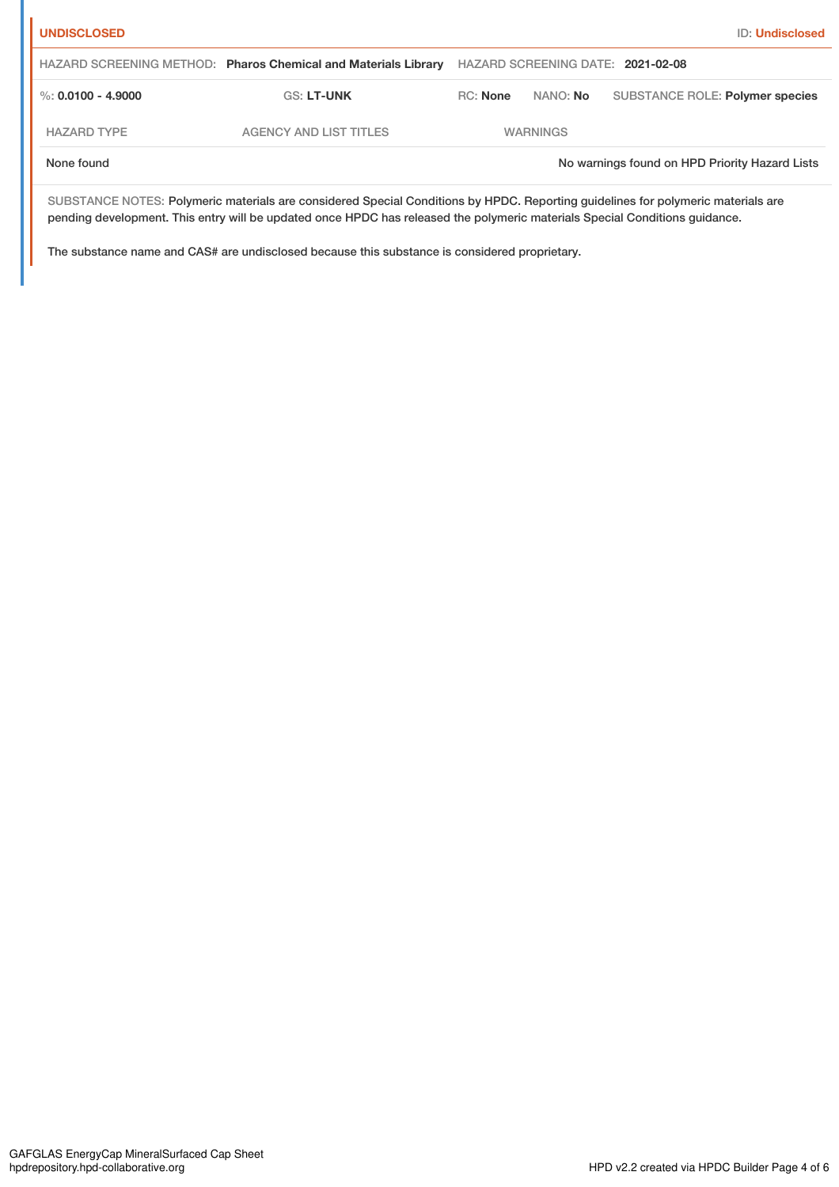**UNDISCLOSED** ID: **Undisclosed**

HAZARD SCREENING METHOD: **Pharos Chemical and Materials Library** HAZARD SCREENING DATE: **2021-02-08**

%: **0.0100 - 4.9000** GS: **LT-UNK** RC: **None** NANO: **No** SUBSTANCE ROLE: **Polymer species**

| HAZARD TYPE | AGENCY AND LIST TITLES | WARNINGS |
|---|---|---|
| None found | | No warnings found on HPD Priority Hazard Lists |

SUBSTANCE NOTES: Polymeric materials are considered Special Conditions by HPDC. Reporting guidelines for polymeric materials are pending development. This entry will be updated once HPDC has released the polymeric materials Special Conditions guidance.

The substance name and CAS# are undisclosed because this substance is considered proprietary.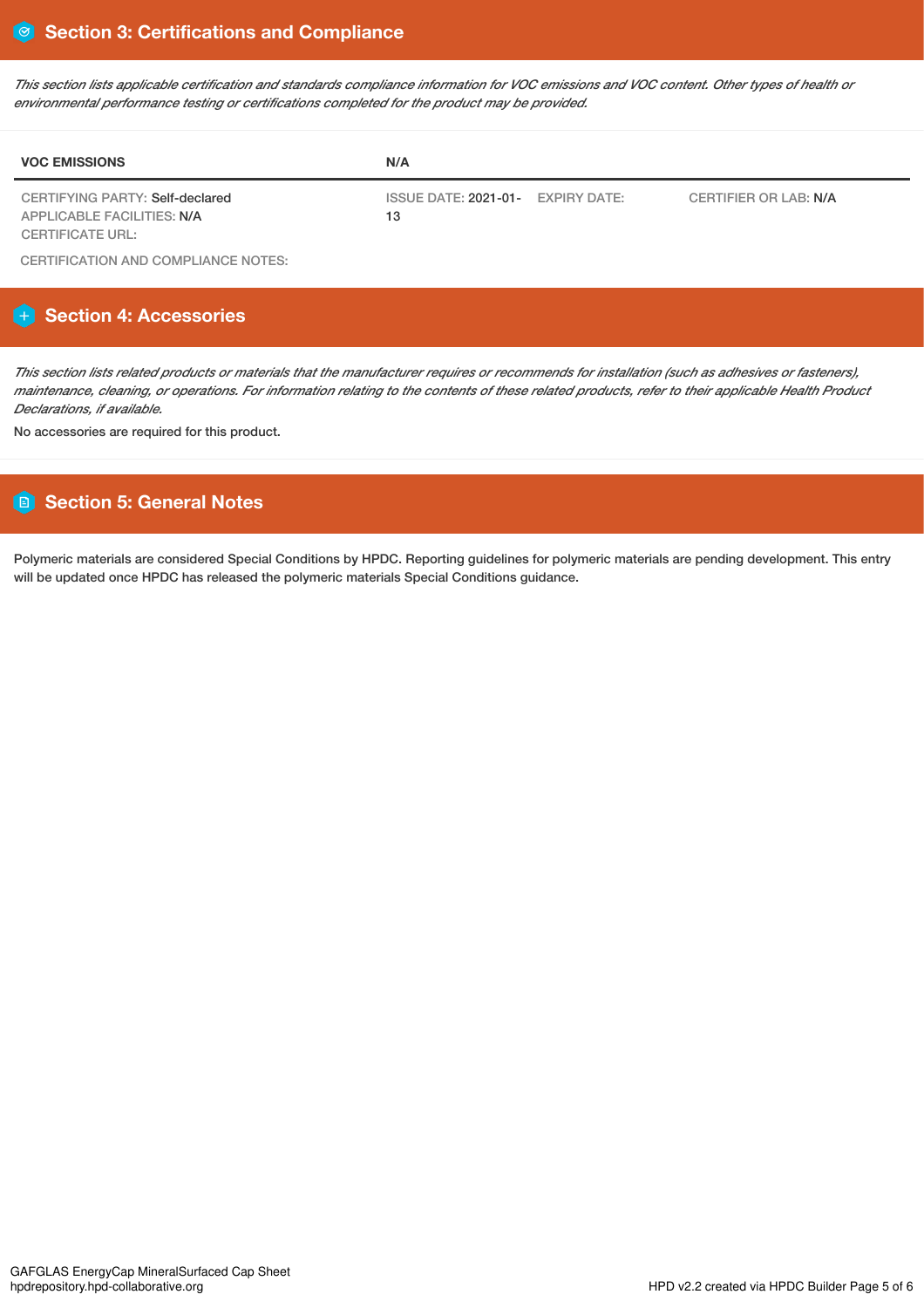## Section 3: Certifications and Compliance

*This section lists applicable certification and standards compliance information for VOC emissions and VOC content. Other types of health or environmental performance testing or certifications completed for the product may be provided.*

| VOC EMISSIONS | N/A | | |
|---|---|---|---|
| CERTIFYING PARTY: Self-declared<br>APPLICABLE FACILITIES: N/A<br>CERTIFICATE URL: | ISSUE DATE: 2021-01-13 | EXPIRY DATE: | CERTIFIER OR LAB: N/A |

CERTIFICATION AND COMPLIANCE NOTES:

## Section 4: Accessories

*This section lists related products or materials that the manufacturer requires or recommends for installation (such as adhesives or fasteners), maintenance, cleaning, or operations. For information relating to the contents of these related products, refer to their applicable Health Product Declarations, if available.*

No accessories are required for this product.

## Section 5: General Notes

Polymeric materials are considered Special Conditions by HPDC. Reporting guidelines for polymeric materials are pending development. This entry will be updated once HPDC has released the polymeric materials Special Conditions guidance.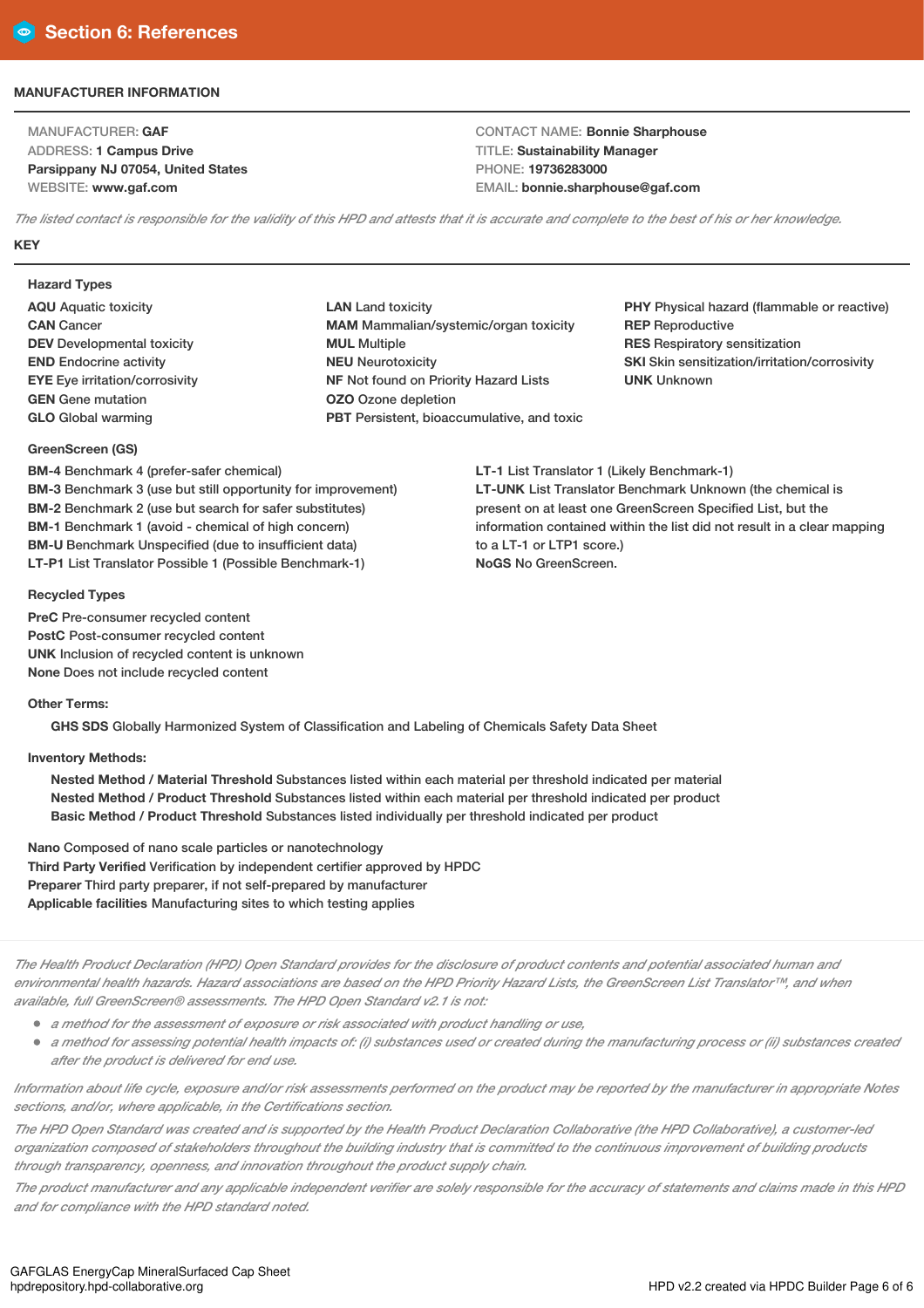# Section 6: References

## MANUFACTURER INFORMATION

MANUFACTURER: **GAF**
ADDRESS: **1 Campus Drive**
**Parsippany NJ 07054, United States**
WEBSITE: **www.gaf.com**

CONTACT NAME: **Bonnie Sharphouse**
TITLE: **Sustainability Manager**
PHONE: **19736283000**
EMAIL: **bonnie.sharphouse@gaf.com**

*The listed contact is responsible for the validity of this HPD and attests that it is accurate and complete to the best of his or her knowledge.*

## KEY

### Hazard Types

**AQU** Aquatic toxicity
**CAN** Cancer
**DEV** Developmental toxicity
**END** Endocrine activity
**EYE** Eye irritation/corrosivity
**GEN** Gene mutation
**GLO** Global warming
**LAN** Land toxicity
**MAM** Mammalian/systemic/organ toxicity
**MUL** Multiple
**NEU** Neurotoxicity
**NF** Not found on Priority Hazard Lists
**OZO** Ozone depletion
**PBT** Persistent, bioaccumulative, and toxic
**PHY** Physical hazard (flammable or reactive)
**REP** Reproductive
**RES** Respiratory sensitization
**SKI** Skin sensitization/irritation/corrosivity
**UNK** Unknown

### GreenScreen (GS)

**BM-4** Benchmark 4 (prefer-safer chemical)
**BM-3** Benchmark 3 (use but still opportunity for improvement)
**BM-2** Benchmark 2 (use but search for safer substitutes)
**BM-1** Benchmark 1 (avoid - chemical of high concern)
**BM-U** Benchmark Unspecified (due to insufficient data)
**LT-P1** List Translator Possible 1 (Possible Benchmark-1)
**LT-1** List Translator 1 (Likely Benchmark-1)
**LT-UNK** List Translator Benchmark Unknown (the chemical is present on at least one GreenScreen Specified List, but the information contained within the list did not result in a clear mapping to a LT-1 or LTP1 score.)
**NoGS** No GreenScreen.

### Recycled Types

**PreC** Pre-consumer recycled content
**PostC** Post-consumer recycled content
**UNK** Inclusion of recycled content is unknown
**None** Does not include recycled content

### Other Terms:

**GHS SDS** Globally Harmonized System of Classification and Labeling of Chemicals Safety Data Sheet

### Inventory Methods:

**Nested Method / Material Threshold** Substances listed within each material per threshold indicated per material
**Nested Method / Product Threshold** Substances listed within each material per threshold indicated per product
**Basic Method / Product Threshold** Substances listed individually per threshold indicated per product

**Nano** Composed of nano scale particles or nanotechnology
**Third Party Verified** Verification by independent certifier approved by HPDC
**Preparer** Third party preparer, if not self-prepared by manufacturer
**Applicable facilities** Manufacturing sites to which testing applies

*The Health Product Declaration (HPD) Open Standard provides for the disclosure of product contents and potential associated human and environmental health hazards. Hazard associations are based on the HPD Priority Hazard Lists, the GreenScreen List Translator™, and when available, full GreenScreen® assessments. The HPD Open Standard v2.1 is not:*

- *a method for the assessment of exposure or risk associated with product handling or use,*
- *a method for assessing potential health impacts of: (i) substances used or created during the manufacturing process or (ii) substances created after the product is delivered for end use.*

*Information about life cycle, exposure and/or risk assessments performed on the product may be reported by the manufacturer in appropriate Notes sections, and/or, where applicable, in the Certifications section.*

*The HPD Open Standard was created and is supported by the Health Product Declaration Collaborative (the HPD Collaborative), a customer-led organization composed of stakeholders throughout the building industry that is committed to the continuous improvement of building products through transparency, openness, and innovation throughout the product supply chain.*

*The product manufacturer and any applicable independent verifier are solely responsible for the accuracy of statements and claims made in this HPD and for compliance with the HPD standard noted.*